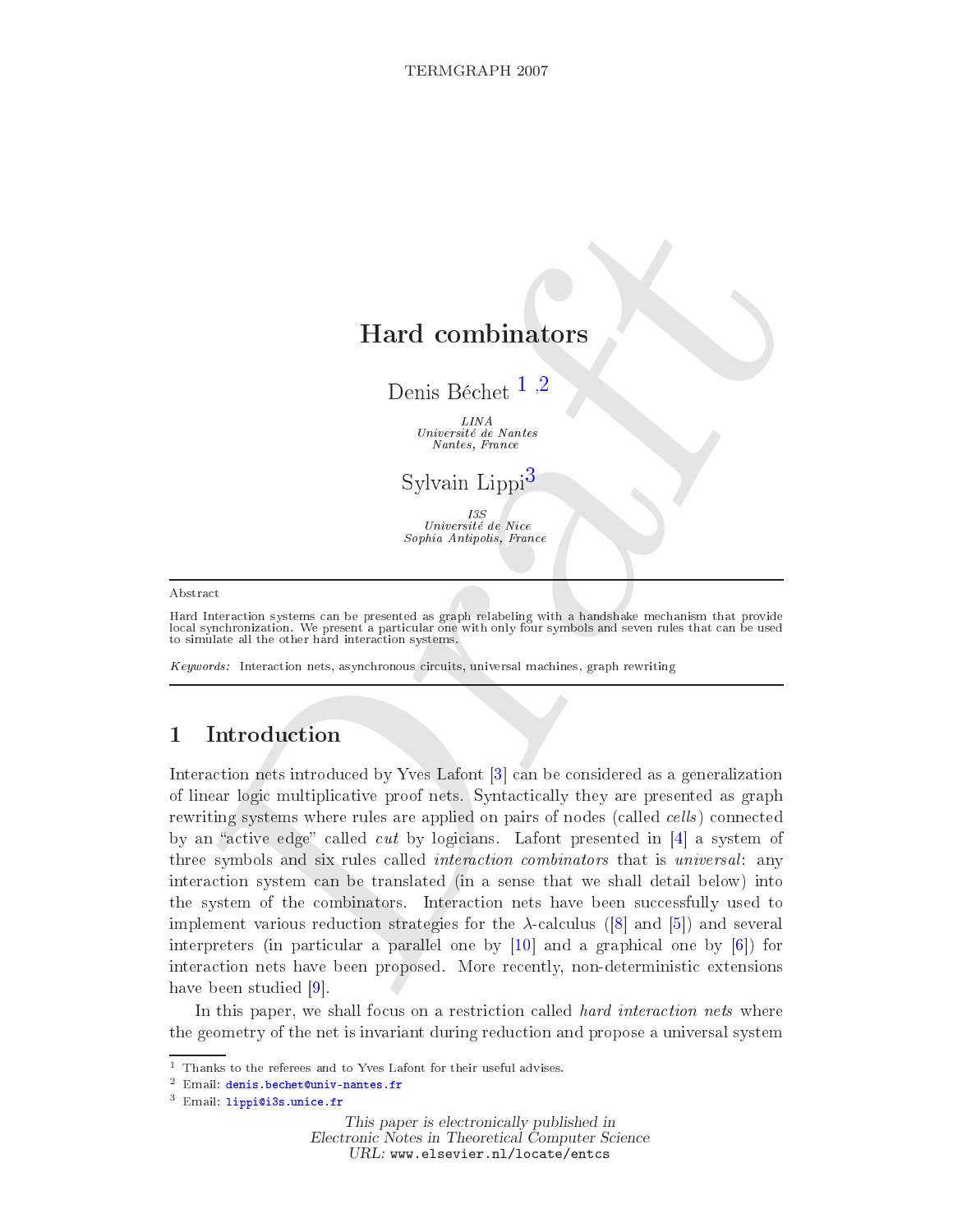# Hard combinators

Denis Béchet [1,2]

*LINA*
*Université de Nantes*
*Nantes, France*

Sylvain Lippi [3]

*I3S*
*Université de Nice*
*Sophia Antipolis, France*

---

Abstract

Hard Interaction systems can be presented as graph relabeling with a handshake mechanism that provide local synchronization. We present a particular one with only four symbols and seven rules that can be used to simulate all the other hard interaction systems.

*Keywords:* Interaction nets, asynchronous circuits, universal machines, graph rewriting

---

## 1 Introduction

Interaction nets introduced by Yves Lafont [3] can be considered as a generalization of linear logic multiplicative proof nets. Syntactically they are presented as graph rewriting systems where rules are applied on pairs of nodes (called *cells*) connected by an "active edge" called *cut* by logicians. Lafont presented in [4] a system of three symbols and six rules called *interaction combinators* that is *universal*: any interaction system can be translated (in a sense that we shall detail below) into the system of the combinators. Interaction nets have been successfully used to implement various reduction strategies for the $\lambda$-calculus ([8] and [5]) and several interpreters (in particular a parallel one by [10] and a graphical one by [6]) for interaction nets have been proposed. More recently, non-deterministic extensions have been studied [9].

In this paper, we shall focus on a restriction called *hard interaction nets* where the geometry of the net is invariant during reduction and propose a universal system

---

[1] Thanks to the referees and to Yves Lafont for their useful advises.

[2] Email: denis.bechet@univ-nantes.fr

[3] Email: lippi@i3s.unice.fr

*This paper is electronically published in*
*Electronic Notes in Theoretical Computer Science*
*URL:* www.elsevier.nl/locate/entcs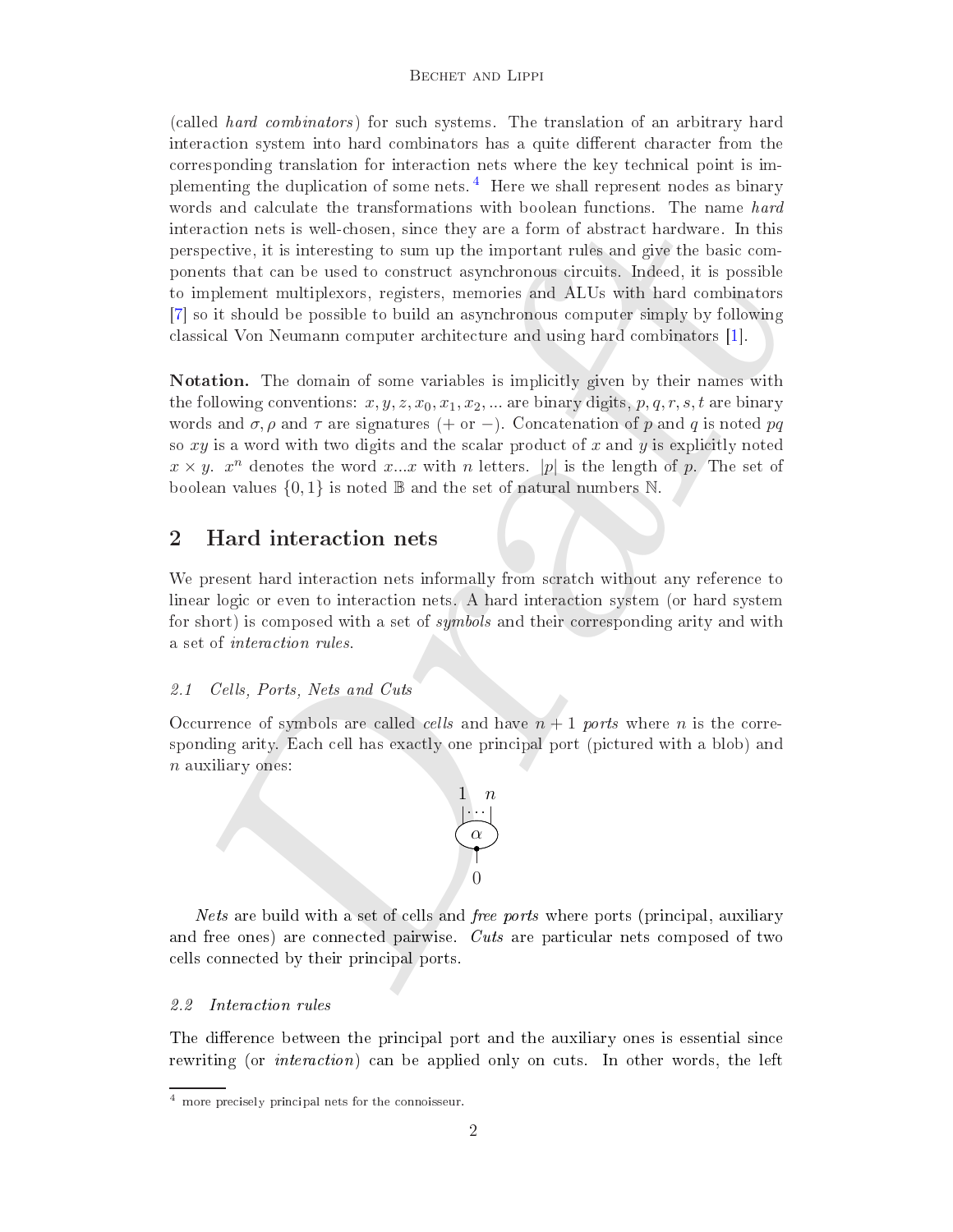(called *hard combinators*) for such systems. The translation of an arbitrary hard interaction system into hard combinators has a quite different character from the corresponding translation for interaction nets where the key technical point is implementing the duplication of some nets. [4] Here we shall represent nodes as binary words and calculate the transformations with boolean functions. The name *hard* interaction nets is well-chosen, since they are a form of abstract hardware. In this perspective, it is interesting to sum up the important rules and give the basic components that can be used to construct asynchronous circuits. Indeed, it is possible to implement multiplexors, registers, memories and ALUs with hard combinators [7] so it should be possible to build an asynchronous computer simply by following classical Von Neumann computer architecture and using hard combinators [1].

**Notation.** The domain of some variables is implicitly given by their names with the following conventions: $x, y, z, x_0, x_1, x_2, ...$ are binary digits, $p, q, r, s, t$ are binary words and $\sigma, \rho$ and $\tau$ are signatures ($+$ or $-$). Concatenation of $p$ and $q$ is noted $pq$ so $xy$ is a word with two digits and the scalar product of $x$ and $y$ is explicitly noted $x \times y$. $x^n$ denotes the word $x...x$ with $n$ letters. $|p|$ is the length of $p$. The set of boolean values $\{0, 1\}$ is noted $\mathbb{B}$ and the set of natural numbers $\mathbb{N}$.

## 2 Hard interaction nets

We present hard interaction nets informally from scratch without any reference to linear logic or even to interaction nets. A hard interaction system (or hard system for short) is composed with a set of *symbols* and their corresponding arity and with a set of *interaction rules*.

### 2.1 Cells, Ports, Nets and Cuts

Occurrence of symbols are called *cells* and have $n + 1$ *ports* where $n$ is the corresponding arity. Each cell has exactly one principal port (pictured with a blob) and $n$ auxiliary ones:

$$\begin{array}{c} 1 \quad n \\ |\cdots| \\ (\alpha) \\ \bullet \\ 0 \end{array}$$

*Nets* are build with a set of cells and *free ports* where ports (principal, auxiliary and free ones) are connected pairwise. *Cuts* are particular nets composed of two cells connected by their principal ports.

### 2.2 Interaction rules

The difference between the principal port and the auxiliary ones is essential since rewriting (or *interaction*) can be applied only on cuts. In other words, the left

[4] more precisely principal nets for the connoisseur.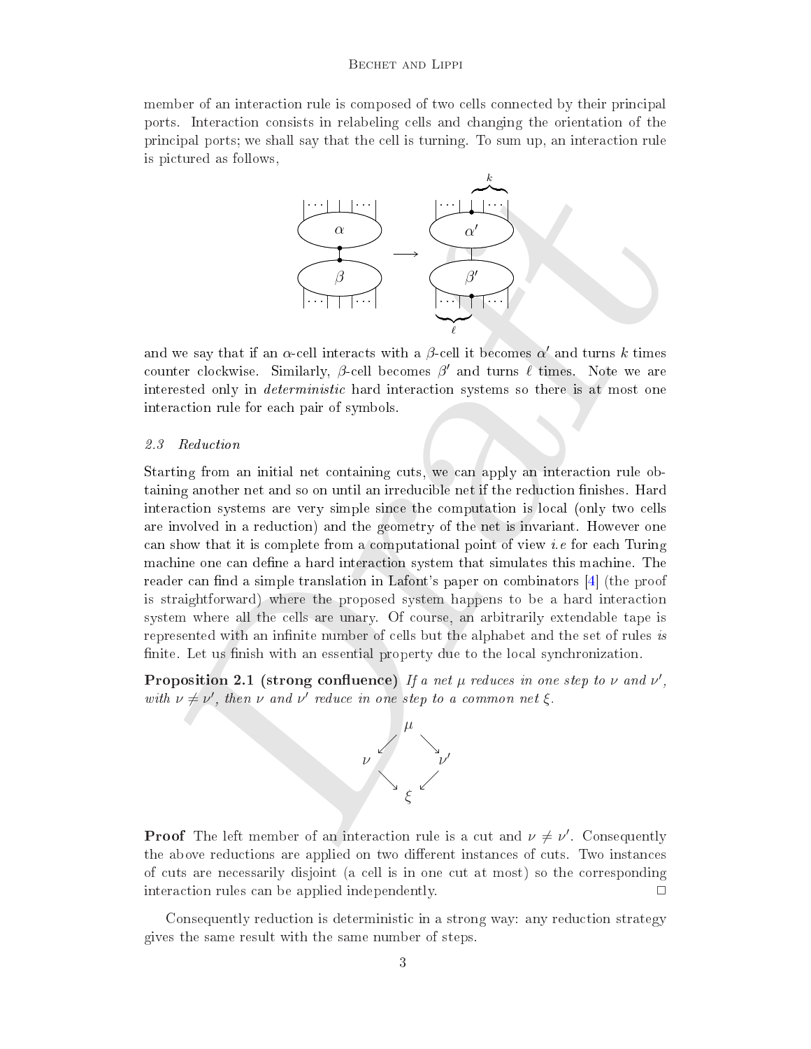member of an interaction rule is composed of two cells connected by their principal ports. Interaction consists in relabeling cells and changing the orientation of the principal ports; we shall say that the cell is turning. To sum up, an interaction rule is pictured as follows,

and we say that if an $\alpha$-cell interacts with a $\beta$-cell it becomes $\alpha'$ and turns $k$ times counter clockwise. Similarly, $\beta$-cell becomes $\beta'$ and turns $\ell$ times. Note we are interested only in *deterministic* hard interaction systems so there is at most one interaction rule for each pair of symbols.

### 2.3 Reduction

Starting from an initial net containing cuts, we can apply an interaction rule obtaining another net and so on until an irreducible net if the reduction finishes. Hard interaction systems are very simple since the computation is local (only two cells are involved in a reduction) and the geometry of the net is invariant. However one can show that it is complete from a computational point of view *i.e* for each Turing machine one can define a hard interaction system that simulates this machine. The reader can find a simple translation in Lafont's paper on combinators [4] (the proof is straightforward) where the proposed system happens to be a hard interaction system where all the cells are unary. Of course, an arbitrarily extendable tape is represented with an infinite number of cells but the alphabet and the set of rules *is* finite. Let us finish with an essential property due to the local synchronization.

**Proposition 2.1 (strong confluence)** *If a net $\mu$ reduces in one step to $\nu$ and $\nu'$, with $\nu \neq \nu'$, then $\nu$ and $\nu'$ reduce in one step to a common net $\xi$.*

$$\begin{array}{ccc} & \mu & \\ \swarrow & & \searrow \\ \nu & & \nu' \\ \searrow & & \swarrow \\ & \xi & \end{array}$$

**Proof** The left member of an interaction rule is a cut and $\nu \neq \nu'$. Consequently the above reductions are applied on two different instances of cuts. Two instances of cuts are necessarily disjoint (a cell is in one cut at most) so the corresponding interaction rules can be applied independently. □

Consequently reduction is deterministic in a strong way: any reduction strategy gives the same result with the same number of steps.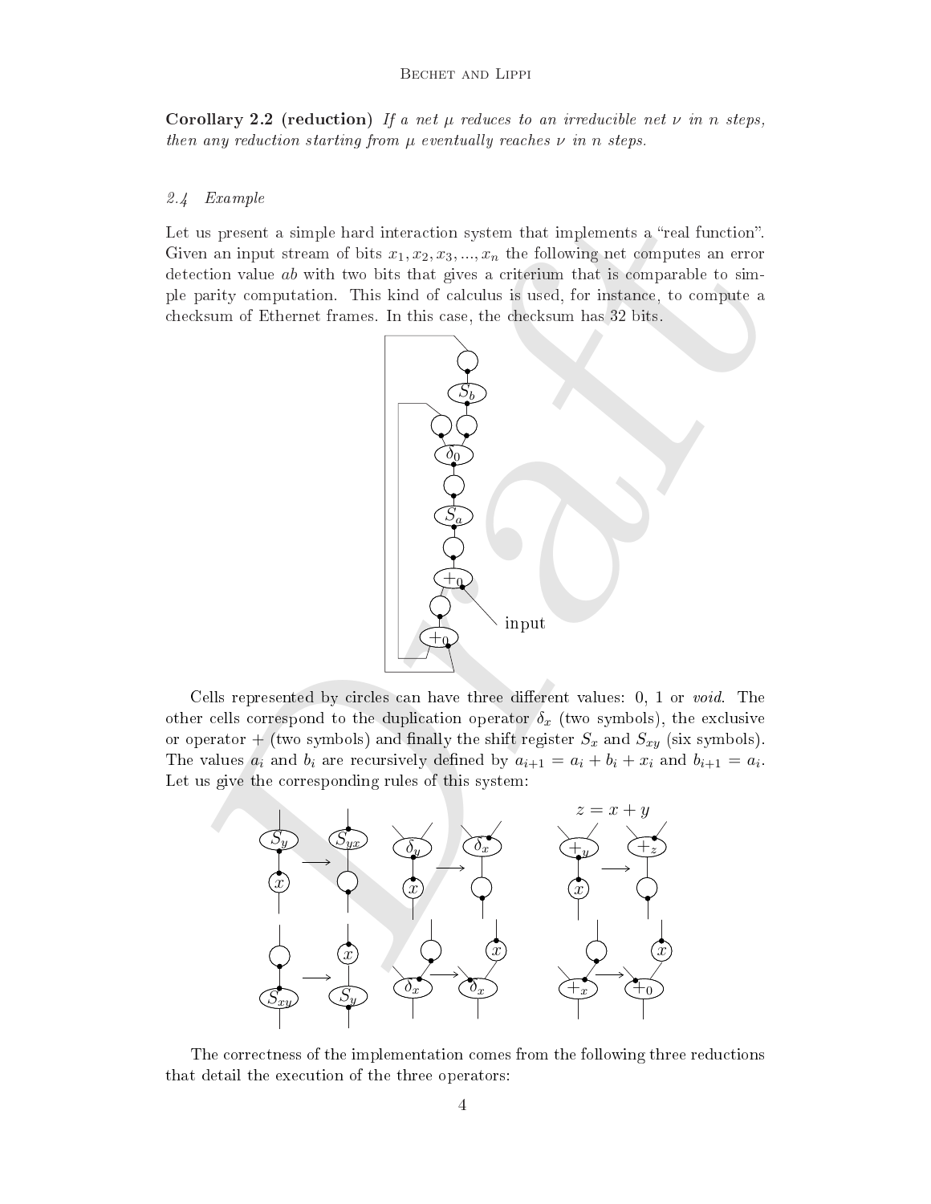**Corollary 2.2 (reduction)** *If a net $\mu$ reduces to an irreducible net $\nu$ in $n$ steps, then any reduction starting from $\mu$ eventually reaches $\nu$ in $n$ steps.*

### *2.4 Example*

Let us present a simple hard interaction system that implements a "real function". Given an input stream of bits $x_1, x_2, x_3, ..., x_n$ the following net computes an error detection value $ab$ with two bits that gives a criterium that is comparable to simple parity computation. This kind of calculus is used, for instance, to compute a checksum of Ethernet frames. In this case, the checksum has 32 bits.

Cells represented by circles can have three different values: 0, 1 or *void*. The other cells correspond to the duplication operator $\delta_x$ (two symbols), the exclusive or operator $+$ (two symbols) and finally the shift register $S_x$ and $S_{xy}$ (six symbols). The values $a_i$ and $b_i$ are recursively defined by $a_{i+1} = a_i + b_i + x_i$ and $b_{i+1} = a_i$. Let us give the corresponding rules of this system:

$z = x + y$

The correctness of the implementation comes from the following three reductions that detail the execution of the three operators: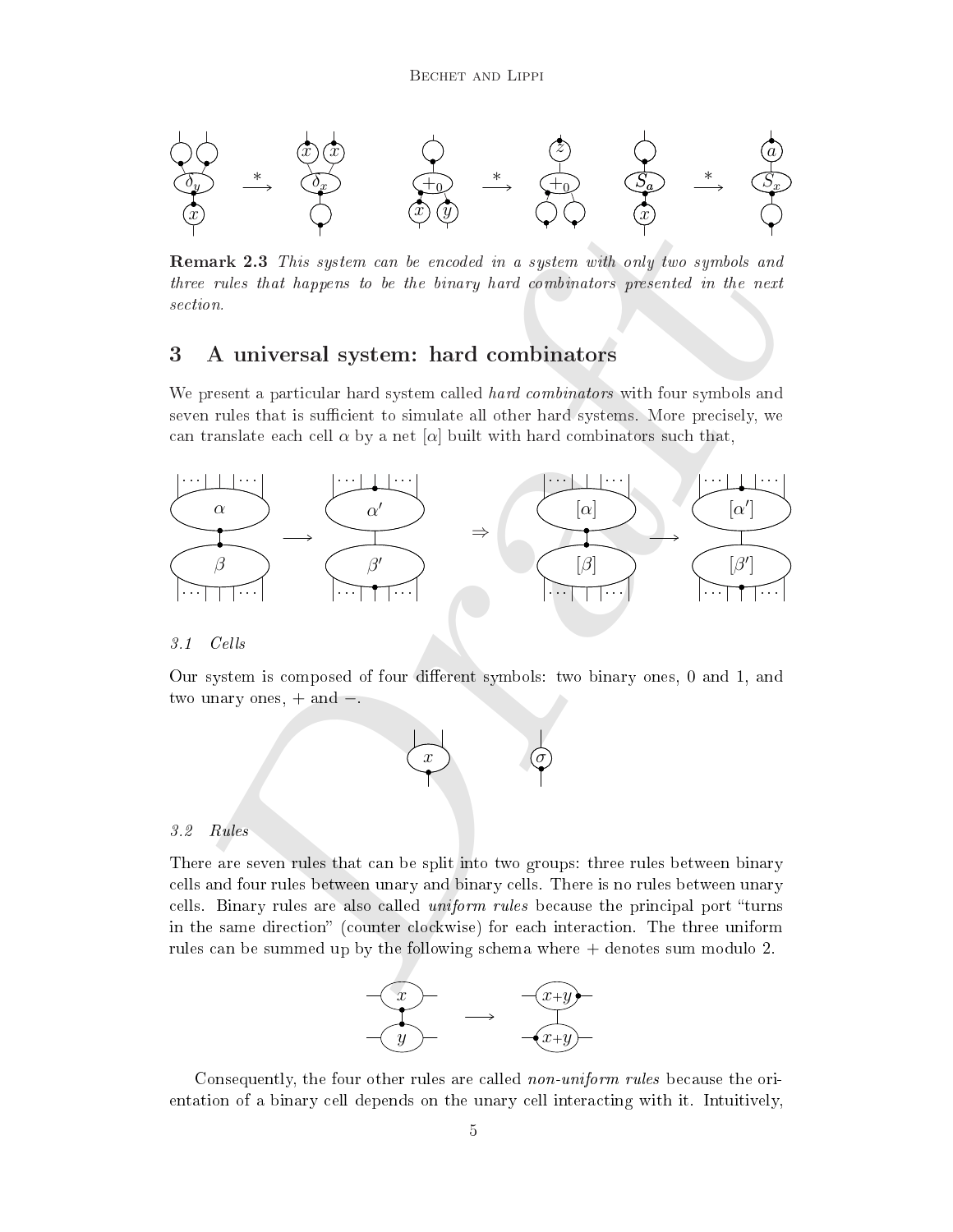**Remark 2.3** *This system can be encoded in a system with only two symbols and three rules that happens to be the binary hard combinators presented in the next section.*

## 3 A universal system: hard combinators

We present a particular hard system called *hard combinators* with four symbols and seven rules that is sufficient to simulate all other hard systems. More precisely, we can translate each cell $\alpha$ by a net $[\alpha]$ built with hard combinators such that,

### 3.1 Cells

Our system is composed of four different symbols: two binary ones, 0 and 1, and two unary ones, $+$ and $-$.

### 3.2 Rules

There are seven rules that can be split into two groups: three rules between binary cells and four rules between unary and binary cells. There is no rules between unary cells. Binary rules are also called *uniform rules* because the principal port "turns in the same direction" (counter clockwise) for each interaction. The three uniform rules can be summed up by the following schema where $+$ denotes sum modulo 2.

Consequently, the four other rules are called *non-uniform rules* because the orientation of a binary cell depends on the unary cell interacting with it. Intuitively,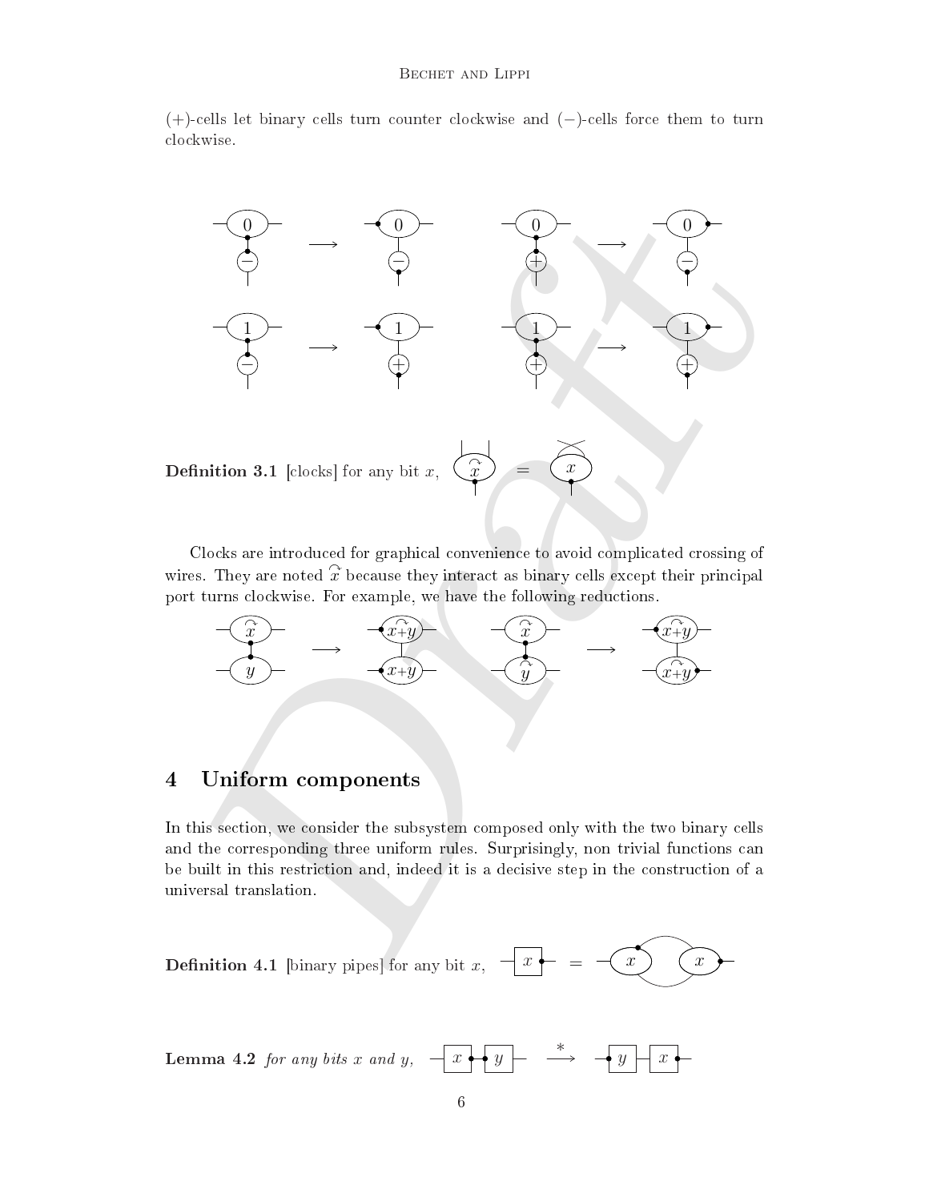(+)-cells let binary cells turn counter clockwise and (−)-cells force them to turn clockwise.

**Definition 3.1** [clocks] for any bit $x$,

Clocks are introduced for graphical convenience to avoid complicated crossing of wires. They are noted $\overset{\curvearrowright}{x}$ because they interact as binary cells except their principal port turns clockwise. For example, we have the following reductions.

## 4 Uniform components

In this section, we consider the subsystem composed only with the two binary cells and the corresponding three uniform rules. Surprisingly, non trivial functions can be built in this restriction and, indeed it is a decisive step in the construction of a universal translation.

**Definition 4.1** [binary pipes] for any bit $x$,

**Lemma 4.2** *for any bits $x$ and $y$,*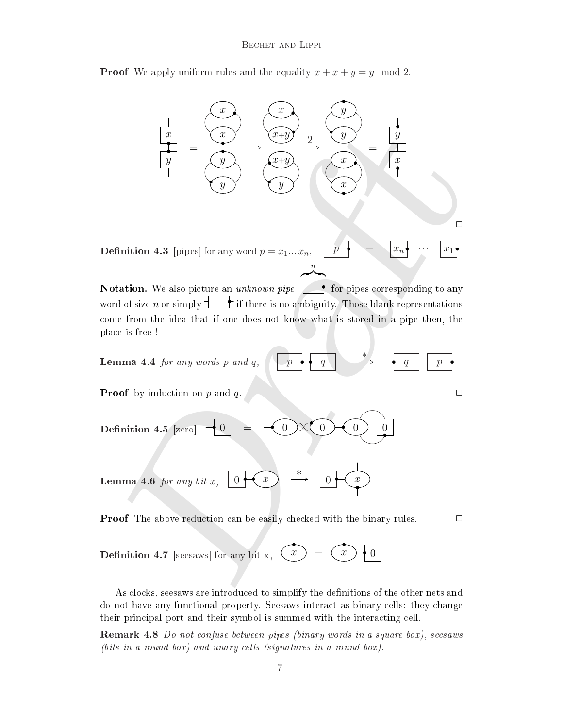**Proof** We apply uniform rules and the equality $x + x + y = y \mod 2$.

$\square$

**Definition 4.3** [pipes] for any word $p = x_1 ... x_n$, $p = x_n \cdots x_1$

**Notation.** We also picture an *unknown pipe* for pipes corresponding to any word of size $n$ or simply if there is no ambiguity. Those blank representations come from the idea that if one does not know what is stored in a pipe then, the place is free !

**Lemma 4.4** *for any words p and q,* $p\ q \xrightarrow{*} q\ p$

**Proof** by induction on $p$ and $q$. $\square$

**Definition 4.5** [zero]

**Lemma 4.6** *for any bit x,* $0\ x \xrightarrow{*} 0\ x$

**Proof** The above reduction can be easily checked with the binary rules. $\square$

**Definition 4.7** [seesaws] for any bit x, $x = x\ 0$

As clocks, seesaws are introduced to simplify the definitions of the other nets and do not have any functional property. Seesaws interact as binary cells: they change their principal port and their symbol is summed with the interacting cell.

**Remark 4.8** *Do not confuse between pipes (binary words in a square box), seesaws (bits in a round box) and unary cells (signatures in a round box).*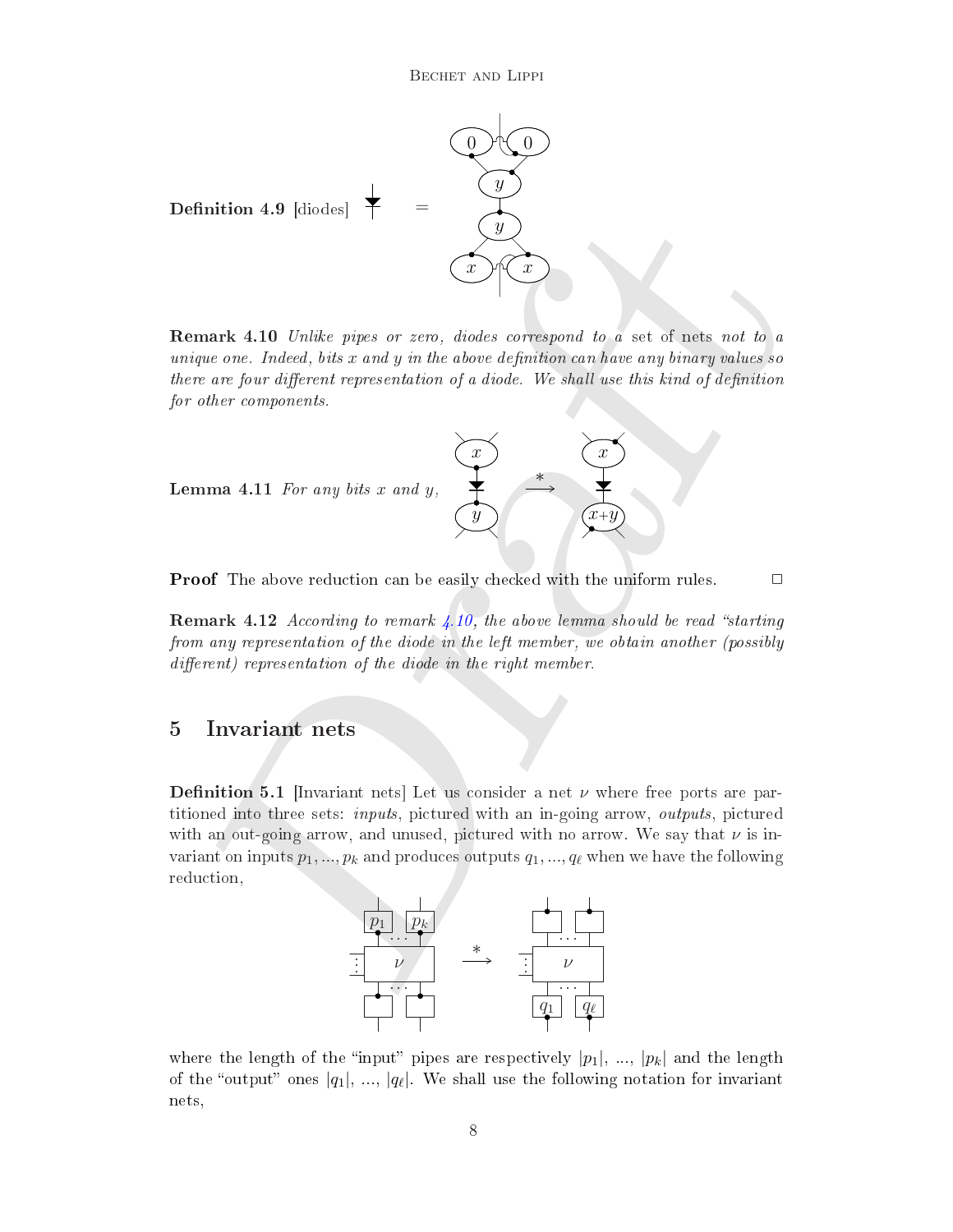**Definition 4.9** [diodes]

**Remark 4.10** *Unlike pipes or zero, diodes correspond to a set of nets not to a unique one. Indeed, bits $x$ and $y$ in the above definition can have any binary values so there are four different representation of a diode. We shall use this kind of definition for other components.*

**Lemma 4.11** *For any bits $x$ and $y$,*

**Proof** The above reduction can be easily checked with the uniform rules. □

**Remark 4.12** *According to remark 4.10, the above lemma should be read "starting from any representation of the diode in the left member, we obtain another (possibly different) representation of the diode in the right member.*

## 5 Invariant nets

**Definition 5.1** [Invariant nets] Let us consider a net $\nu$ where free ports are partitioned into three sets: *inputs*, pictured with an in-going arrow, *outputs*, pictured with an out-going arrow, and unused, pictured with no arrow. We say that $\nu$ is invariant on inputs $p_1, ..., p_k$ and produces outputs $q_1, ..., q_\ell$ when we have the following reduction,

where the length of the "input" pipes are respectively $|p_1|$, ..., $|p_k|$ and the length of the "output" ones $|q_1|$, ..., $|q_\ell|$. We shall use the following notation for invariant nets,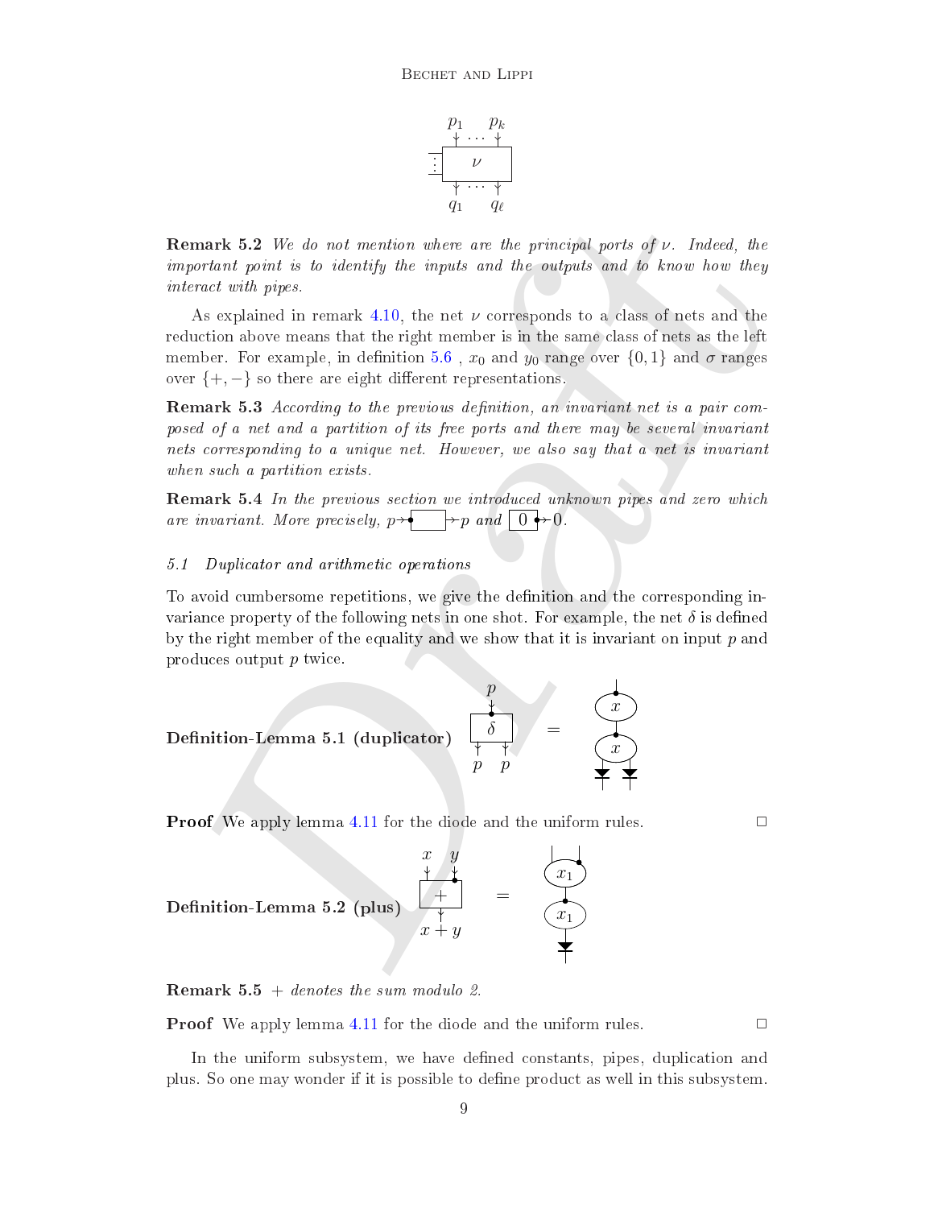$p_1 \quad p_k$

$\nu$

$q_1 \quad q_\ell$

**Remark 5.2** *We do not mention where are the principal ports of $\nu$. Indeed, the important point is to identify the inputs and the outputs and to know how they interact with pipes.*

As explained in remark 4.10, the net $\nu$ corresponds to a class of nets and the reduction above means that the right member is in the same class of nets as the left member. For example, in definition 5.6 , $x_0$ and $y_0$ range over $\{0, 1\}$ and $\sigma$ ranges over $\{+, -\}$ so there are eight different representations.

**Remark 5.3** *According to the previous definition, an invariant net is a pair composed of a net and a partition of its free ports and there may be several invariant nets corresponding to a unique net. However, we also say that a net is invariant when such a partition exists.*

**Remark 5.4** *In the previous section we introduced unknown pipes and zero which are invariant. More precisely, $p$ → [ ] → $p$ and [ 0 ] → 0.*

### 5.1 Duplicator and arithmetic operations

To avoid cumbersome repetitions, we give the definition and the corresponding invariance property of the following nets in one shot. For example, the net $\delta$ is defined by the right member of the equality and we show that it is invariant on input $p$ and produces output $p$ twice.

**Definition-Lemma 5.1 (duplicator)** input $p$ → [ $\delta$ ] → outputs $p$, $p$ = ($x$) — ($x$) with two diodes.

**Proof** We apply lemma 4.11 for the diode and the uniform rules. □

**Definition-Lemma 5.2 (plus)** inputs $x$, $y$ → [ $+$ ] → output $x + y$ = ($x_1$) — ($x_1$) with one diode.

**Remark 5.5** *$+$ denotes the sum modulo 2.*

**Proof** We apply lemma 4.11 for the diode and the uniform rules. □

In the uniform subsystem, we have defined constants, pipes, duplication and plus. So one may wonder if it is possible to define product as well in this subsystem.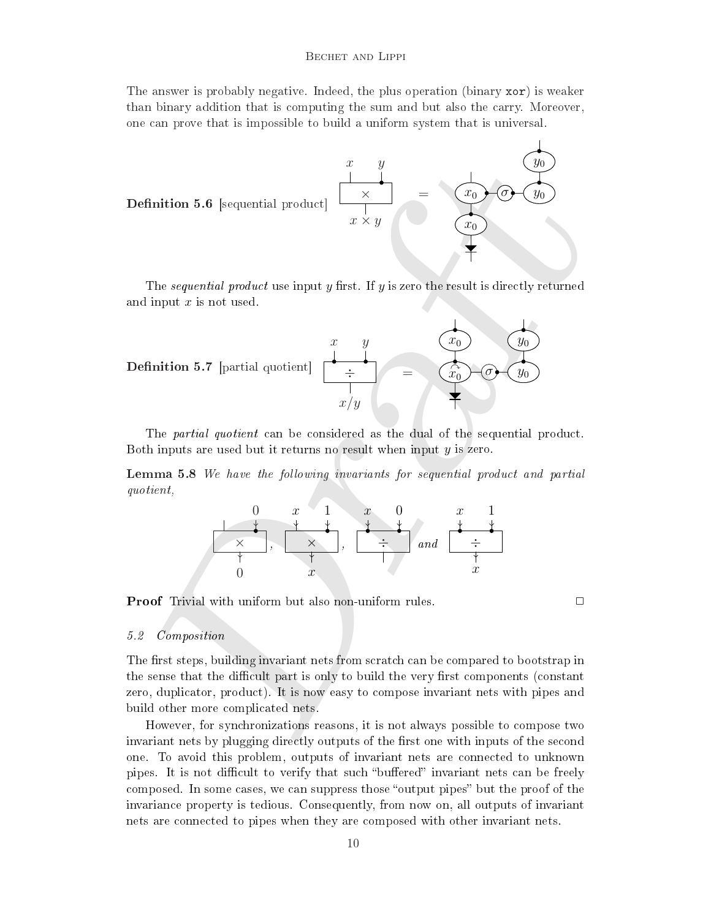The answer is probably negative. Indeed, the plus operation (binary `xor`) is weaker than binary addition that is computing the sum and but also the carry. Moreover, one can prove that is impossible to build a uniform system that is universal.

**Definition 5.6** [sequential product]

The *sequential product* use input $y$ first. If $y$ is zero the result is directly returned and input $x$ is not used.

**Definition 5.7** [partial quotient]

The *partial quotient* can be considered as the dual of the sequential product. Both inputs are used but it returns no result when input $y$ is zero.

**Lemma 5.8** *We have the following invariants for sequential product and partial quotient,*

**Proof** Trivial with uniform but also non-uniform rules. □

### 5.2 Composition

The first steps, building invariant nets from scratch can be compared to bootstrap in the sense that the difficult part is only to build the very first components (constant zero, duplicator, product). It is now easy to compose invariant nets with pipes and build other more complicated nets.

However, for synchronizations reasons, it is not always possible to compose two invariant nets by plugging directly outputs of the first one with inputs of the second one. To avoid this problem, outputs of invariant nets are connected to unknown pipes. It is not difficult to verify that such "buffered" invariant nets can be freely composed. In some cases, we can suppress those "output pipes" but the proof of the invariance property is tedious. Consequently, from now on, all outputs of invariant nets are connected to pipes when they are composed with other invariant nets.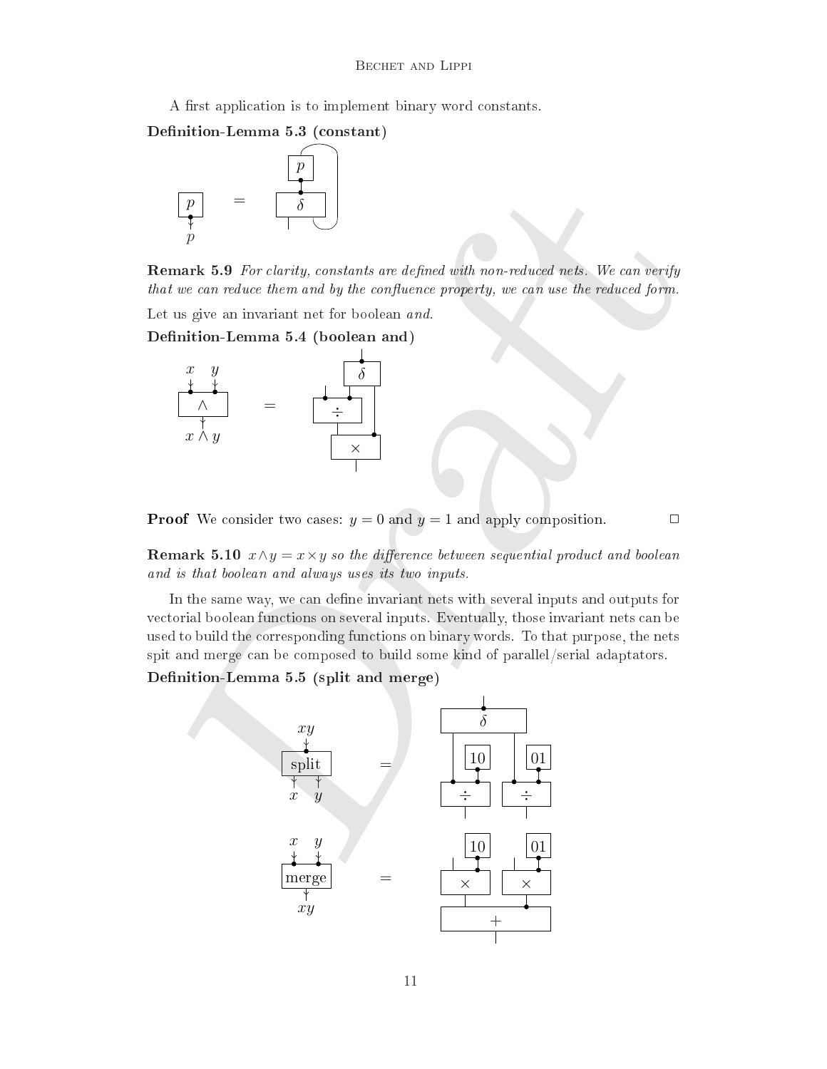A first application is to implement binary word constants.

**Definition-Lemma 5.3 (constant)**

**Remark 5.9** *For clarity, constants are defined with non-reduced nets. We can verify that we can reduce them and by the confluence property, we can use the reduced form.*

Let us give an invariant net for boolean *and*.

**Definition-Lemma 5.4 (boolean and)**

**Proof** We consider two cases: $y = 0$ and $y = 1$ and apply composition. □

**Remark 5.10** $x \wedge y = x \times y$ *so the difference between sequential product and boolean and is that boolean and always uses its two inputs.*

In the same way, we can define invariant nets with several inputs and outputs for vectorial boolean functions on several inputs. Eventually, those invariant nets can be used to build the corresponding functions on binary words. To that purpose, the nets spit and merge can be composed to build some kind of parallel/serial adaptators.

**Definition-Lemma 5.5 (split and merge)**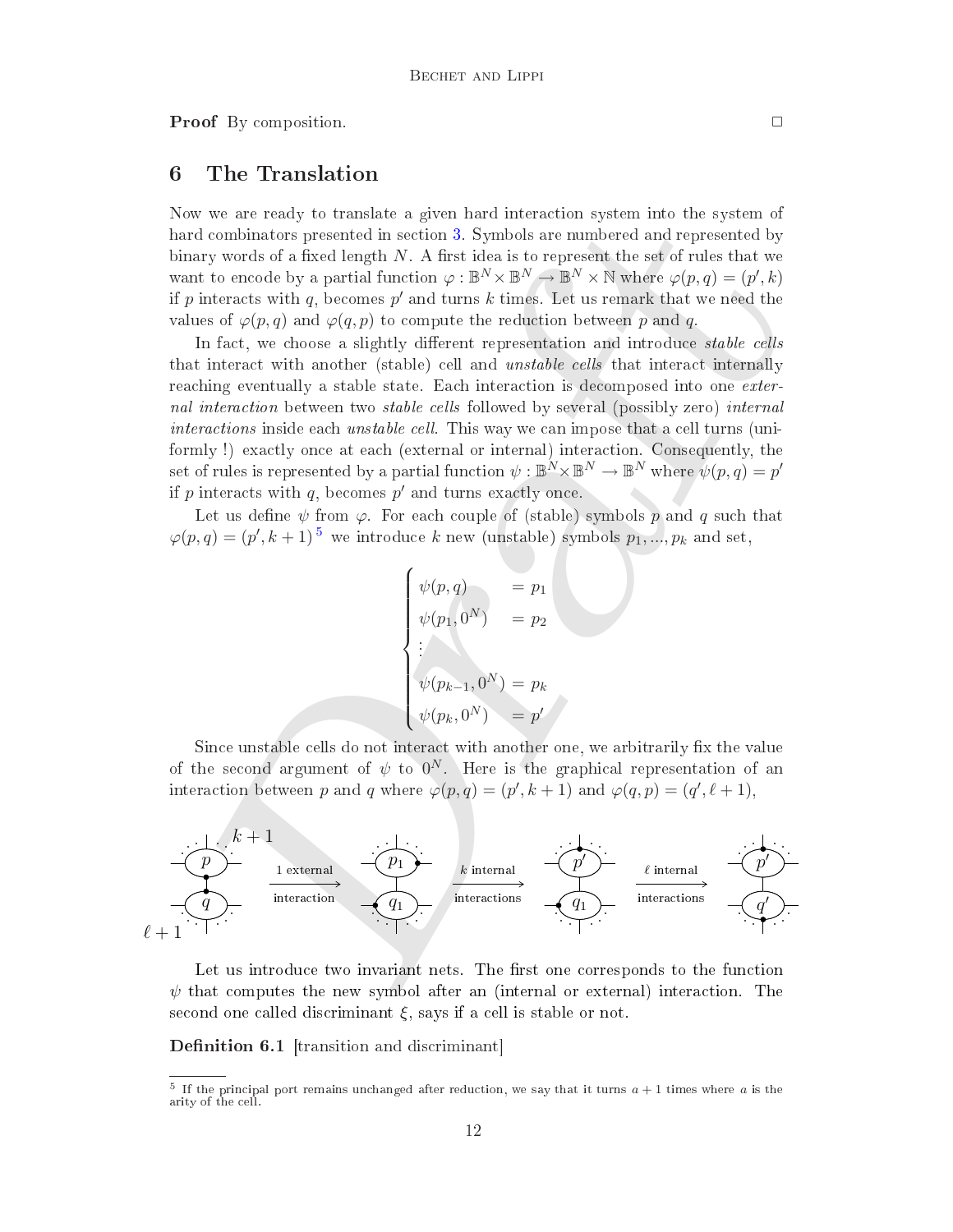**Proof** By composition. □

## 6 The Translation

Now we are ready to translate a given hard interaction system into the system of hard combinators presented in section 3. Symbols are numbered and represented by binary words of a fixed length $N$. A first idea is to represent the set of rules that we want to encode by a partial function $\varphi : \mathbb{B}^N \times \mathbb{B}^N \to \mathbb{B}^N \times \mathbb{N}$ where $\varphi(p,q) = (p',k)$ if $p$ interacts with $q$, becomes $p'$ and turns $k$ times. Let us remark that we need the values of $\varphi(p,q)$ and $\varphi(q,p)$ to compute the reduction between $p$ and $q$.

In fact, we choose a slightly different representation and introduce *stable cells* that interact with another (stable) cell and *unstable cells* that interact internally reaching eventually a stable state. Each interaction is decomposed into one *external interaction* between two *stable cells* followed by several (possibly zero) *internal interactions* inside each *unstable cell*. This way we can impose that a cell turns (uniformly !) exactly once at each (external or internal) interaction. Consequently, the set of rules is represented by a partial function $\psi : \mathbb{B}^N \times \mathbb{B}^N \to \mathbb{B}^N$ where $\psi(p,q) = p'$ if $p$ interacts with $q$, becomes $p'$ and turns exactly once.

Let us define $\psi$ from $\varphi$. For each couple of (stable) symbols $p$ and $q$ such that $\varphi(p,q) = (p', k+1)$ [5] we introduce $k$ new (unstable) symbols $p_1, \ldots, p_k$ and set,

$$
\begin{cases}
\psi(p,q) & = p_1 \\
\psi(p_1, 0^N) & = p_2 \\
\vdots & \\
\psi(p_{k-1}, 0^N) & = p_k \\
\psi(p_k, 0^N) & = p'
\end{cases}
$$

Since unstable cells do not interact with another one, we arbitrarily fix the value of the second argument of $\psi$ to $0^N$. Here is the graphical representation of an interaction between $p$ and $q$ where $\varphi(p,q) = (p', k+1)$ and $\varphi(q,p) = (q', \ell+1)$,

$p, q$ (labels $k+1$, $\ell+1$) $\xrightarrow{\text{1 external interaction}}$ $p_1, q_1$ $\xrightarrow{k \text{ internal interactions}}$ $p', q_1$ $\xrightarrow{\ell \text{ internal interactions}}$ $p', q'$

Let us introduce two invariant nets. The first one corresponds to the function $\psi$ that computes the new symbol after an (internal or external) interaction. The second one called discriminant $\xi$, says if a cell is stable or not.

**Definition 6.1** [transition and discriminant]

---

[5] If the principal port remains unchanged after reduction, we say that it turns $a+1$ times where $a$ is the arity of the cell.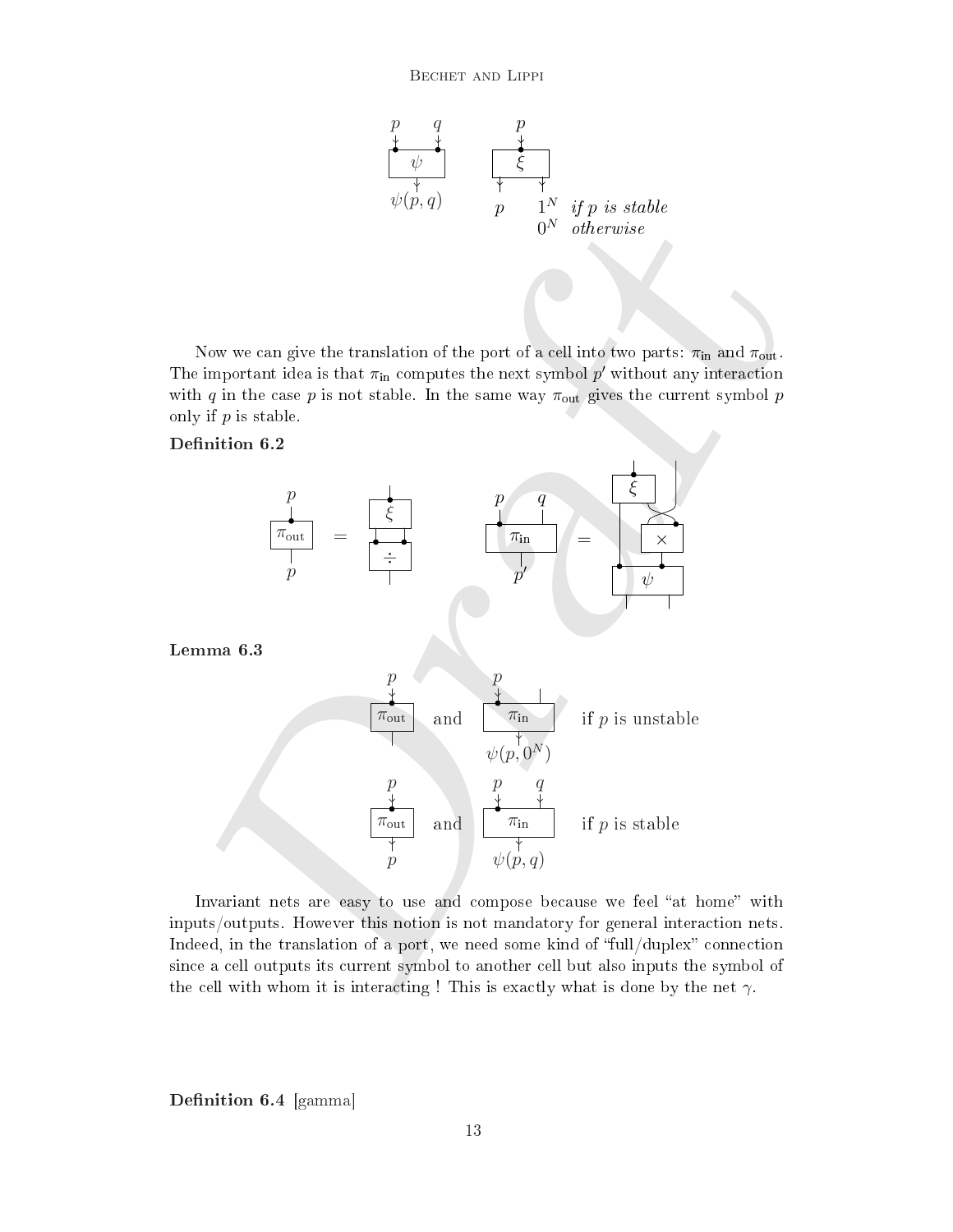$p$ $q$ $\psi$ $\psi(p,q)$ $p$ $\xi$ $p$ $1^N$ *if p is stable* $0^N$ *otherwise*

Now we can give the translation of the port of a cell into two parts: $\pi_{\text{in}}$ and $\pi_{\text{out}}$. The important idea is that $\pi_{\text{in}}$ computes the next symbol $p'$ without any interaction with $q$ in the case $p$ is not stable. In the same way $\pi_{\text{out}}$ gives the current symbol $p$ only if $p$ is stable.

**Definition 6.2**

$p$ $\pi_{\text{out}}$ $p$ $=$ $\xi$ $\div$ $p$ $q$ $\pi_{\text{in}}$ $p'$ $=$ $\xi$ $\times$ $\psi$

**Lemma 6.3**

$p$ $\pi_{\text{out}}$ and $p$ $\pi_{\text{in}}$ $\psi(p, 0^N)$ if $p$ is unstable

$p$ $\pi_{\text{out}}$ $p$ and $p$ $q$ $\pi_{\text{in}}$ $\psi(p,q)$ if $p$ is stable

Invariant nets are easy to use and compose because we feel "at home" with inputs/outputs. However this notion is not mandatory for general interaction nets. Indeed, in the translation of a port, we need some kind of "full/duplex" connection since a cell outputs its current symbol to another cell but also inputs the symbol of the cell with whom it is interacting ! This is exactly what is done by the net $\gamma$.

**Definition 6.4** [gamma]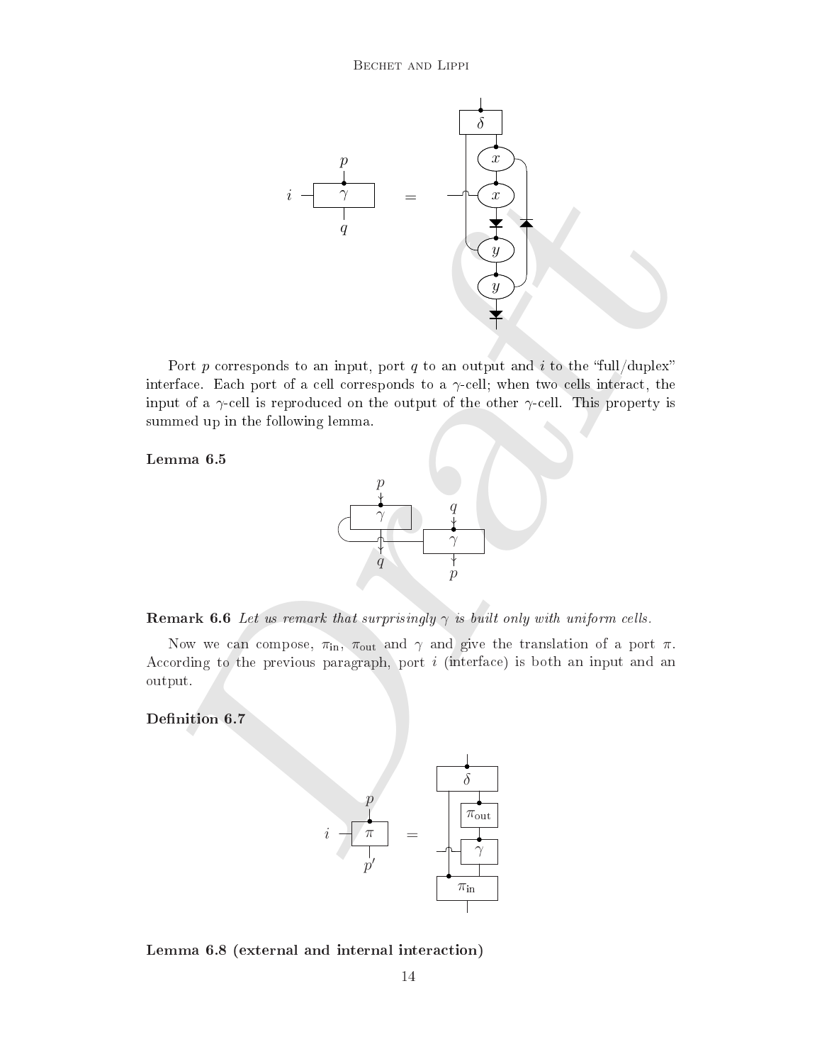Port $p$ corresponds to an input, port $q$ to an output and $i$ to the "full/duplex" interface. Each port of a cell corresponds to a $\gamma$-cell; when two cells interact, the input of a $\gamma$-cell is reproduced on the output of the other $\gamma$-cell. This property is summed up in the following lemma.

**Lemma 6.5**

**Remark 6.6** *Let us remark that surprisingly $\gamma$ is built only with uniform cells.*

Now we can compose, $\pi_{\text{in}}$, $\pi_{\text{out}}$ and $\gamma$ and give the translation of a port $\pi$. According to the previous paragraph, port $i$ (interface) is both an input and an output.

**Definition 6.7**

**Lemma 6.8 (external and internal interaction)**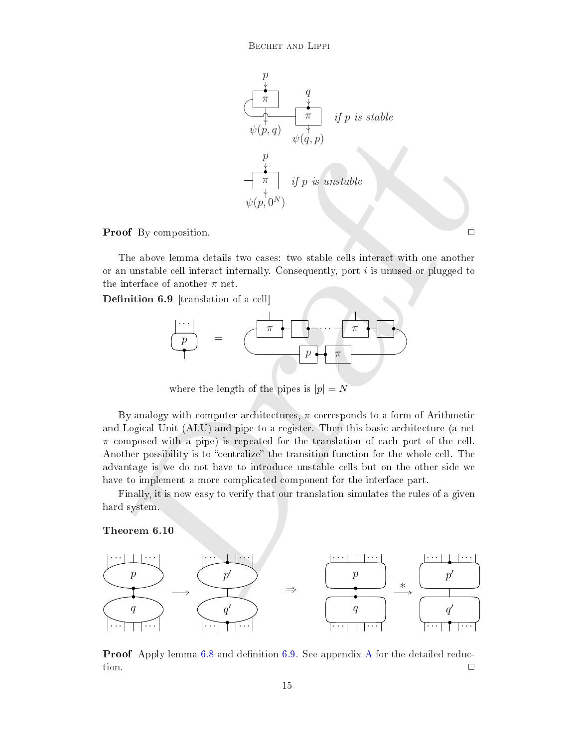*if p is stable*

*if p is unstable*

**Proof** By composition. □

The above lemma details two cases: two stable cells interact with one another or an unstable cell interact internally. Consequently, port $i$ is unused or plugged to the interface of another $\pi$ net.

**Definition 6.9** [translation of a cell]

where the length of the pipes is $|p| = N$

By analogy with computer architectures, $\pi$ corresponds to a form of Arithmetic and Logical Unit (ALU) and pipe to a register. Then this basic architecture (a net $\pi$ composed with a pipe) is repeated for the translation of each port of the cell. Another possibility is to "centralize" the transition function for the whole cell. The advantage is we do not have to introduce unstable cells but on the other side we have to implement a more complicated component for the interface part.

Finally, it is now easy to verify that our translation simulates the rules of a given hard system.

**Theorem 6.10**

**Proof** Apply lemma 6.8 and definition 6.9. See appendix A for the detailed reduction. □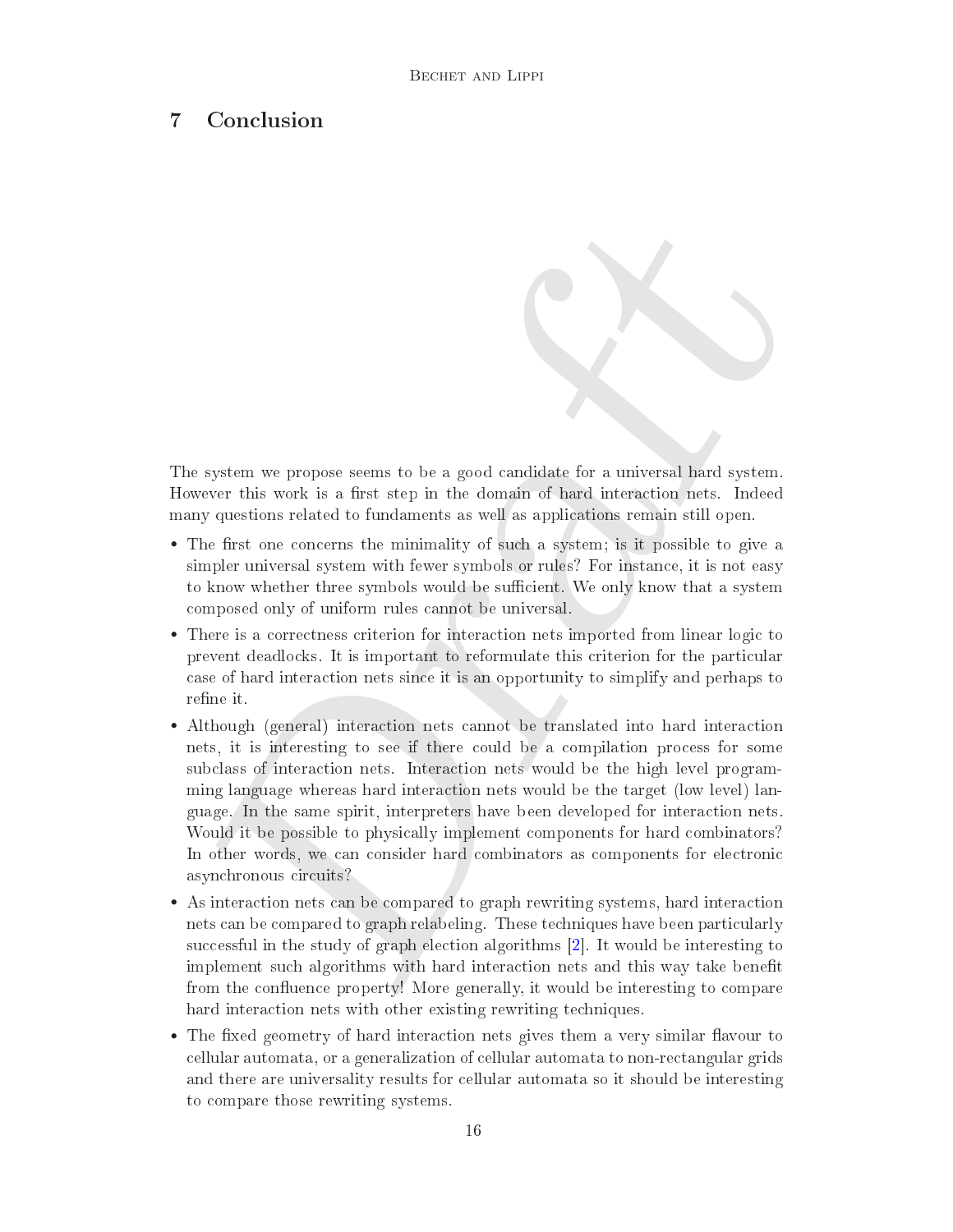## 7 Conclusion

The system we propose seems to be a good candidate for a universal hard system. However this work is a first step in the domain of hard interaction nets. Indeed many questions related to fundaments as well as applications remain still open.

- The first one concerns the minimality of such a system; is it possible to give a simpler universal system with fewer symbols or rules? For instance, it is not easy to know whether three symbols would be sufficient. We only know that a system composed only of uniform rules cannot be universal.
- There is a correctness criterion for interaction nets imported from linear logic to prevent deadlocks. It is important to reformulate this criterion for the particular case of hard interaction nets since it is an opportunity to simplify and perhaps to refine it.
- Although (general) interaction nets cannot be translated into hard interaction nets, it is interesting to see if there could be a compilation process for some subclass of interaction nets. Interaction nets would be the high level programming language whereas hard interaction nets would be the target (low level) language. In the same spirit, interpreters have been developed for interaction nets. Would it be possible to physically implement components for hard combinators? In other words, we can consider hard combinators as components for electronic asynchronous circuits?
- As interaction nets can be compared to graph rewriting systems, hard interaction nets can be compared to graph relabeling. These techniques have been particularly successful in the study of graph election algorithms [2]. It would be interesting to implement such algorithms with hard interaction nets and this way take benefit from the confluence property! More generally, it would be interesting to compare hard interaction nets with other existing rewriting techniques.
- The fixed geometry of hard interaction nets gives them a very similar flavour to cellular automata, or a generalization of cellular automata to non-rectangular grids and there are universality results for cellular automata so it should be interesting to compare those rewriting systems.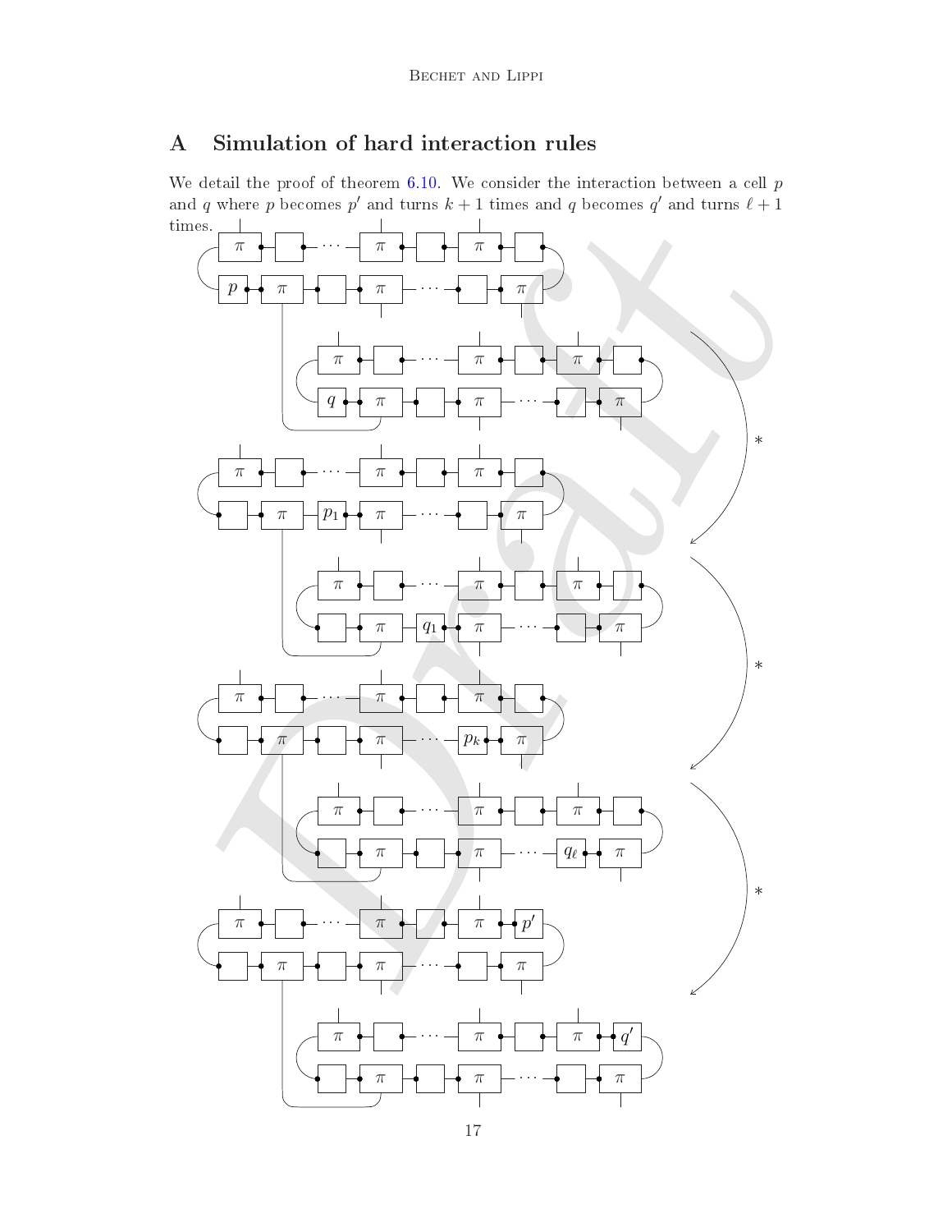# A Simulation of hard interaction rules

We detail the proof of theorem 6.10. We consider the interaction between a cell $p$ and $q$ where $p$ becomes $p'$ and turns $k+1$ times and $q$ becomes $q'$ and turns $\ell+1$ times.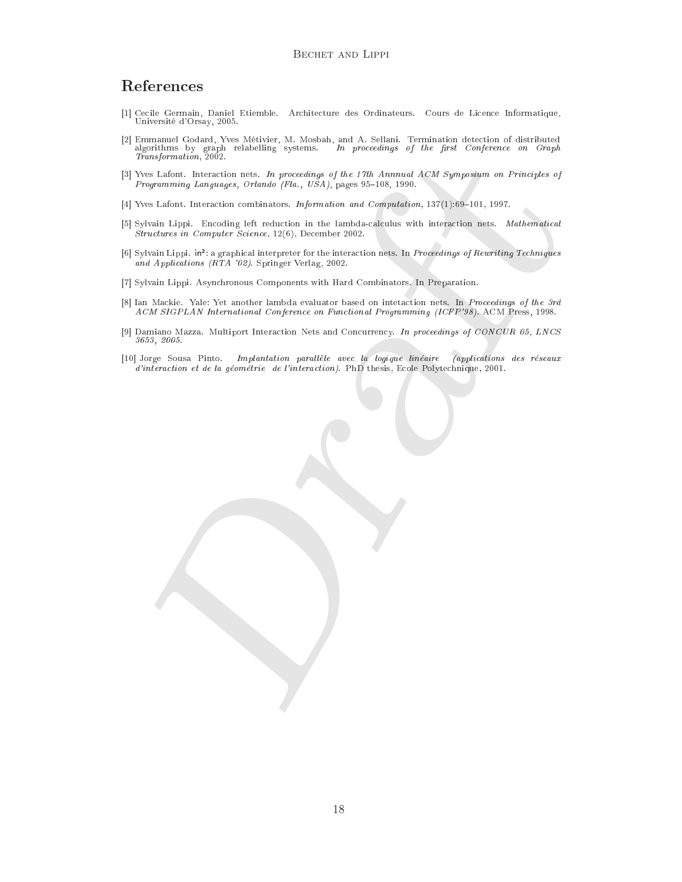# References

[1] Cecile Germain, Daniel Etiemble. Architecture des Ordinateurs. Cours de Licence Informatique, Université d'Orsay, 2005.

[2] Emmanuel Godard, Yves Métivier, M. Mosbah, and A. Sellani. Termination detection of distributed algorithms by graph relabelling systems. *In proceedings of the first Conference on Graph Transformation*, 2002.

[3] Yves Lafont. Interaction nets. *In proceedings of the 17th Annnual ACM Symposium on Principles of Programming Languages, Orlando (Fla., USA)*, pages 95–108, 1990.

[4] Yves Lafont. Interaction combinators. *Information and Computation*, 137(1):69–101, 1997.

[5] Sylvain Lippi. Encoding left reduction in the lambda-calculus with interaction nets. *Mathematical Structures in Computer Science*, 12(6), December 2002.

[6] Sylvain Lippi. in$^2$: a graphical interpreter for the interaction nets. In *Proceedings of Rewriting Techniques and Applications (RTA '02)*. Springer Verlag, 2002.

[7] Sylvain Lippi. Asynchronous Components with Hard Combinators. In Preparation.

[8] Ian Mackie. Yale: Yet another lambda evaluator based on intetaction nets. In *Proceedings of the 3rd ACM SIGPLAN International Conference on Functional Programming (ICFP'98)*. ACM Press, 1998.

[9] Damiano Mazza. Multiport Interaction Nets and Concurrency. *In proceedings of CONCUR 05, LNCS 3653, 2005.*

[10] Jorge Sousa Pinto. *Implantation parallèle avec la logique linéaire (applications des réseaux d'interaction et de la géométrie de l'interaction)*. PhD thesis, Ecole Polytechnique, 2001.